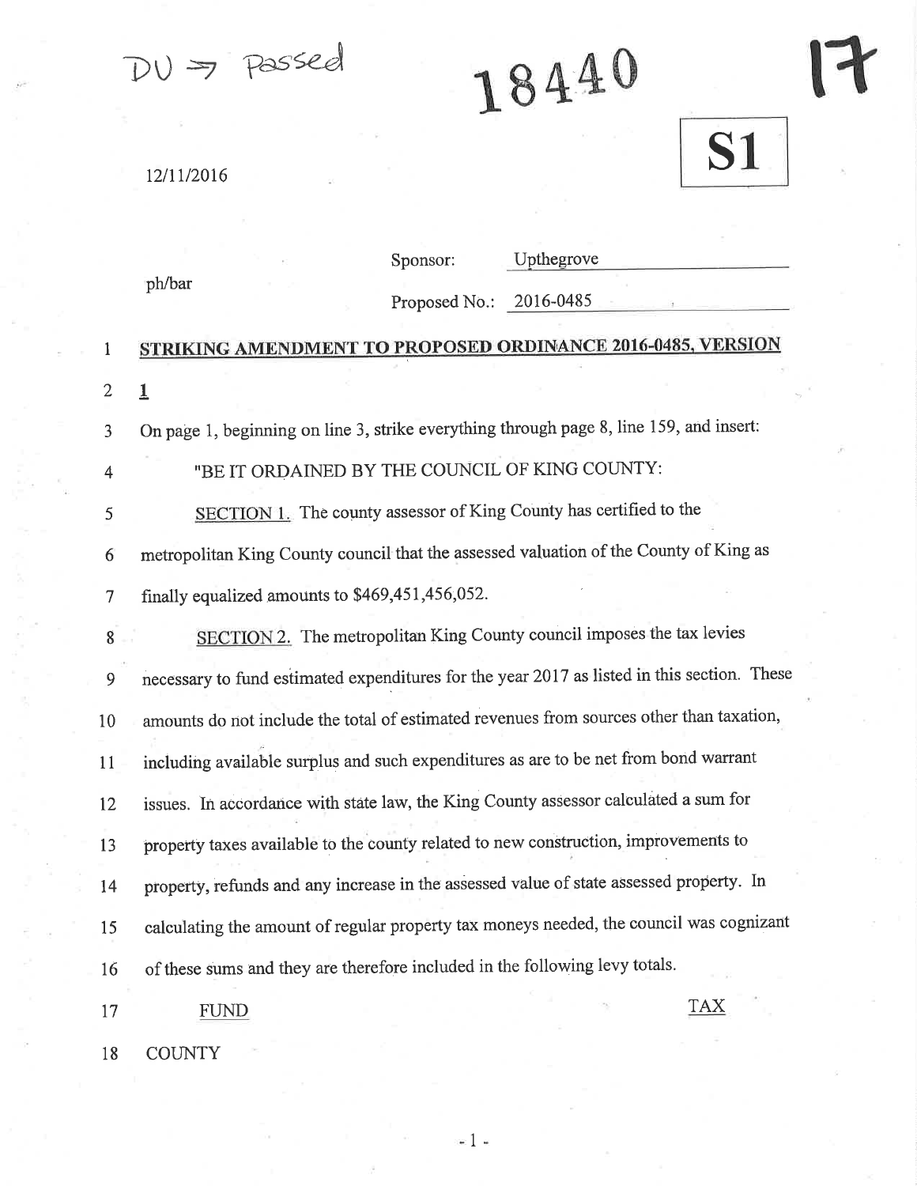DU => Passed

18440

17

**S1**

12/11/2016

ph/bar

Sponsor: Upthegrove

Proposed No.: 2016-0485

1 **STRIKING AMENDMENT TO PROPOSED ORDINANCE 2016-0485, VERSION**

2 **1**

3 On page 1, beginning on line 3, strike everything through page 8, line 159, and insert:

4 "BE IT ORDAINED BY THE COUNCIL OF KING COUNTY:

5 SECTION 1. The county assessor of King County has certified to the

6 metropolitan King County council that the assessed valuation of the County of King as

7 finally equalized amounts to $469,451,456,052.

8 SECTION 2. The metropolitan King County council imposes the tax levies

9 necessary to fund estimated expenditures for the year 2017 as listed in this section. These

10 amounts do not include the total of estimated revenues from sources other than taxation,

11 including available surplus and such expenditures as are to be net from bond warrant

12 issues. In accordance with state law, the King County assessor calculated a sum for

13 property taxes available to the county related to new construction, improvements to

14 property, refunds and any increase in the assessed value of state assessed property. In

15 calculating the amount of regular property tax moneys needed, the council was cognizant

16 of these sums and they are therefore included in the following levy totals.

| 17 FUND | TAX |
|---|---|
| 18 COUNTY | |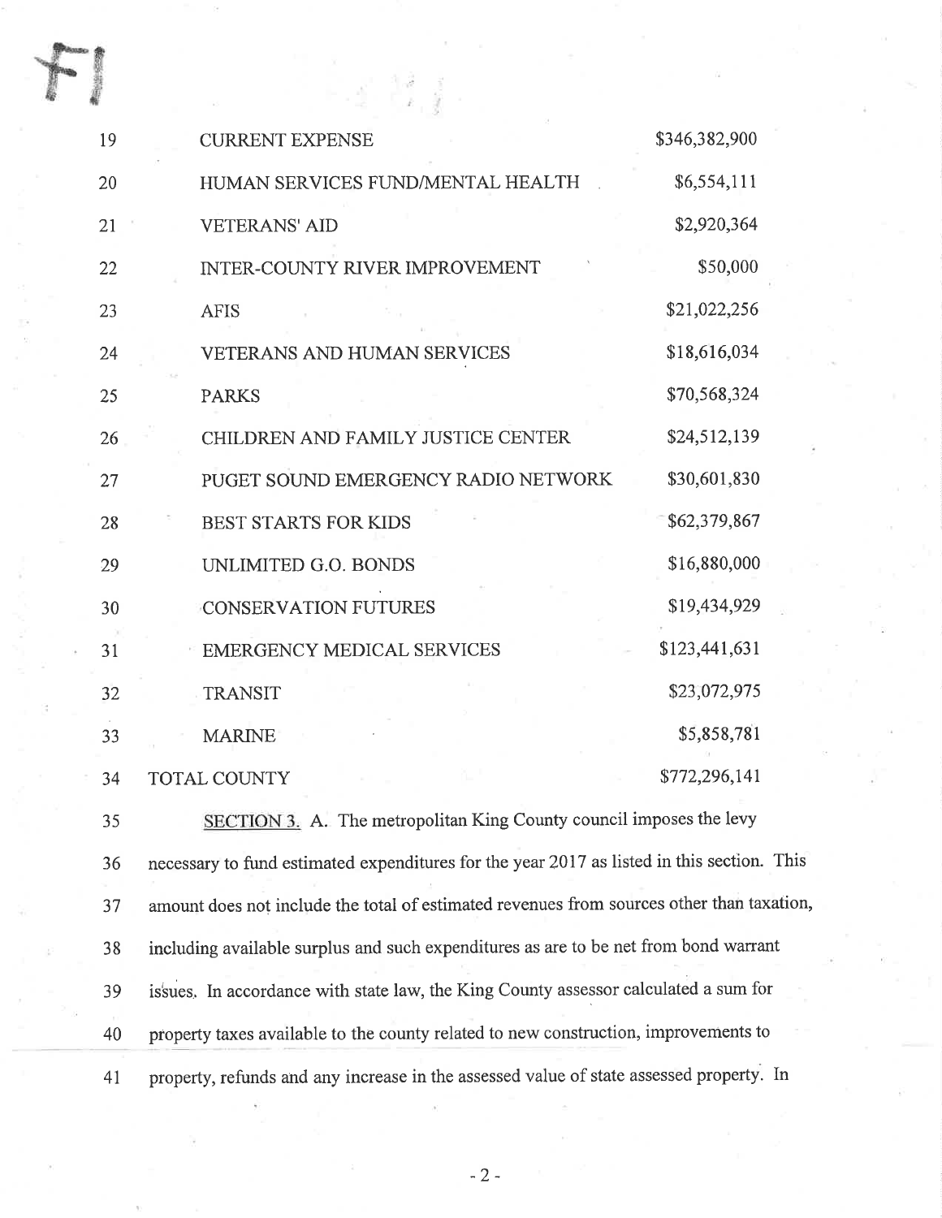| | | |
|---|---|---|
| 19 | CURRENT EXPENSE | $346,382,900 |
| 20 | HUMAN SERVICES FUND/MENTAL HEALTH | $6,554,111 |
| 21 | VETERANS' AID | $2,920,364 |
| 22 | INTER-COUNTY RIVER IMPROVEMENT | $50,000 |
| 23 | AFIS | $21,022,256 |
| 24 | VETERANS AND HUMAN SERVICES | $18,616,034 |
| 25 | PARKS | $70,568,324 |
| 26 | CHILDREN AND FAMILY JUSTICE CENTER | $24,512,139 |
| 27 | PUGET SOUND EMERGENCY RADIO NETWORK | $30,601,830 |
| 28 | BEST STARTS FOR KIDS | $62,379,867 |
| 29 | UNLIMITED G.O. BONDS | $16,880,000 |
| 30 | CONSERVATION FUTURES | $19,434,929 |
| 31 | EMERGENCY MEDICAL SERVICES | $123,441,631 |
| 32 | TRANSIT | $23,072,975 |
| 33 | MARINE | $5,858,781 |
| 34 | TOTAL COUNTY | $772,296,141 |

35 SECTION 3. A. The metropolitan King County council imposes the levy
36 necessary to fund estimated expenditures for the year 2017 as listed in this section. This
37 amount does not include the total of estimated revenues from sources other than taxation,
38 including available surplus and such expenditures as are to be net from bond warrant
39 issues. In accordance with state law, the King County assessor calculated a sum for
40 property taxes available to the county related to new construction, improvements to
41 property, refunds and any increase in the assessed value of state assessed property. In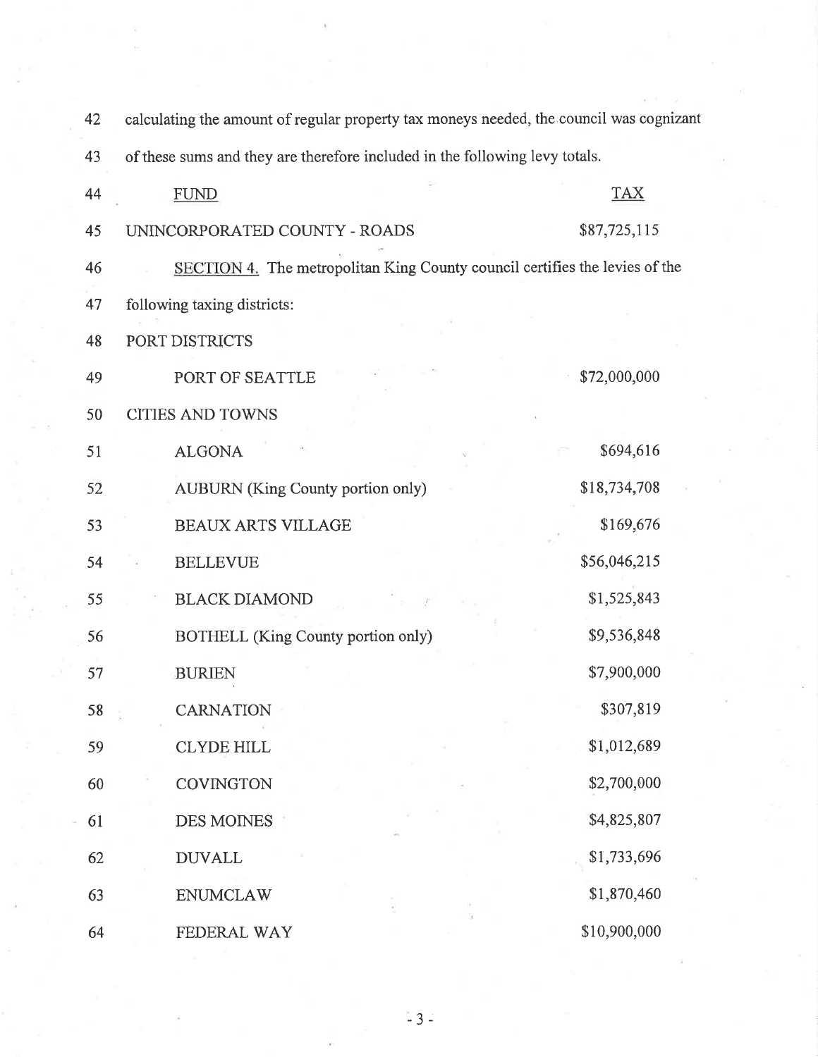calculating the amount of regular property tax moneys needed, the council was cognizant of these sums and they are therefore included in the following levy totals.

| FUND | TAX |
|---|---|
| UNINCORPORATED COUNTY - ROADS | $87,725,115 |

SECTION 4. The metropolitan King County council certifies the levies of the following taxing districts:

| | |
|---|---|
| PORT DISTRICTS | |
| PORT OF SEATTLE | $72,000,000 |
| CITIES AND TOWNS | |
| ALGONA | $694,616 |
| AUBURN (King County portion only) | $18,734,708 |
| BEAUX ARTS VILLAGE | $169,676 |
| BELLEVUE | $56,046,215 |
| BLACK DIAMOND | $1,525,843 |
| BOTHELL (King County portion only) | $9,536,848 |
| BURIEN | $7,900,000 |
| CARNATION | $307,819 |
| CLYDE HILL | $1,012,689 |
| COVINGTON | $2,700,000 |
| DES MOINES | $4,825,807 |
| DUVALL | $1,733,696 |
| ENUMCLAW | $1,870,460 |
| FEDERAL WAY | $10,900,000 |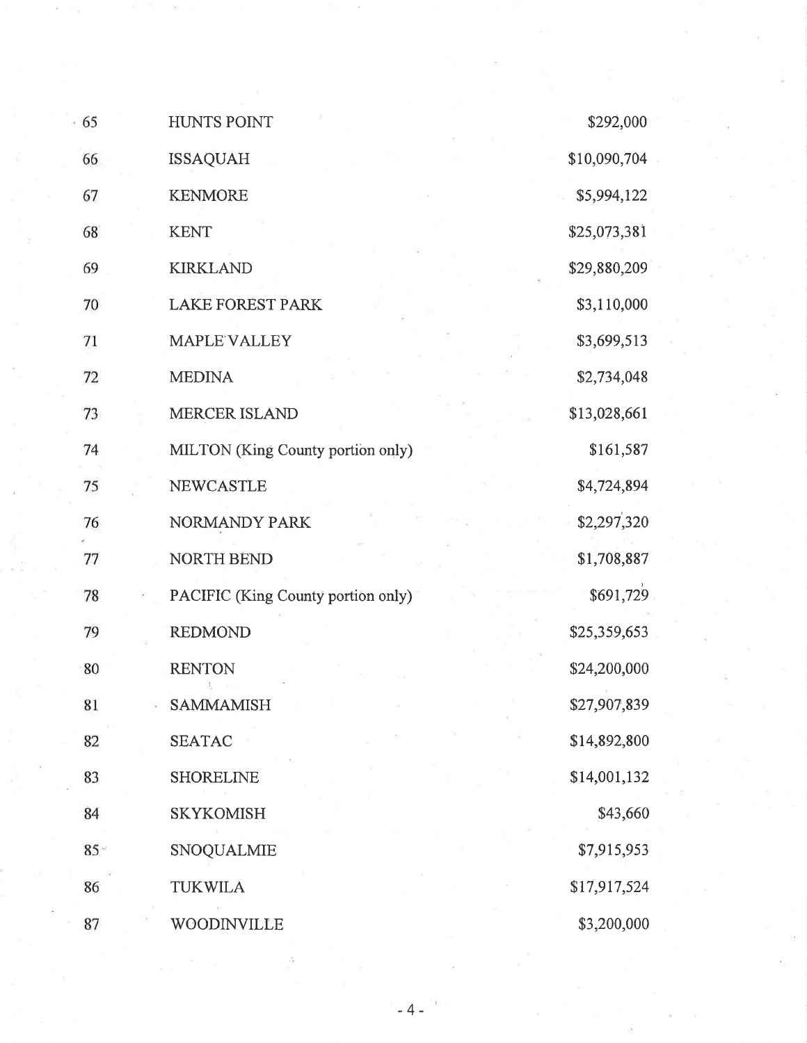| | | |
|---|---|---|
| 65 | HUNTS POINT | $292,000 |
| 66 | ISSAQUAH | $10,090,704 |
| 67 | KENMORE | $5,994,122 |
| 68 | KENT | $25,073,381 |
| 69 | KIRKLAND | $29,880,209 |
| 70 | LAKE FOREST PARK | $3,110,000 |
| 71 | MAPLE VALLEY | $3,699,513 |
| 72 | MEDINA | $2,734,048 |
| 73 | MERCER ISLAND | $13,028,661 |
| 74 | MILTON (King County portion only) | $161,587 |
| 75 | NEWCASTLE | $4,724,894 |
| 76 | NORMANDY PARK | $2,297,320 |
| 77 | NORTH BEND | $1,708,887 |
| 78 | PACIFIC (King County portion only) | $691,729 |
| 79 | REDMOND | $25,359,653 |
| 80 | RENTON | $24,200,000 |
| 81 | SAMMAMISH | $27,907,839 |
| 82 | SEATAC | $14,892,800 |
| 83 | SHORELINE | $14,001,132 |
| 84 | SKYKOMISH | $43,660 |
| 85 | SNOQUALMIE | $7,915,953 |
| 86 | TUKWILA | $17,917,524 |
| 87 | WOODINVILLE | $3,200,000 |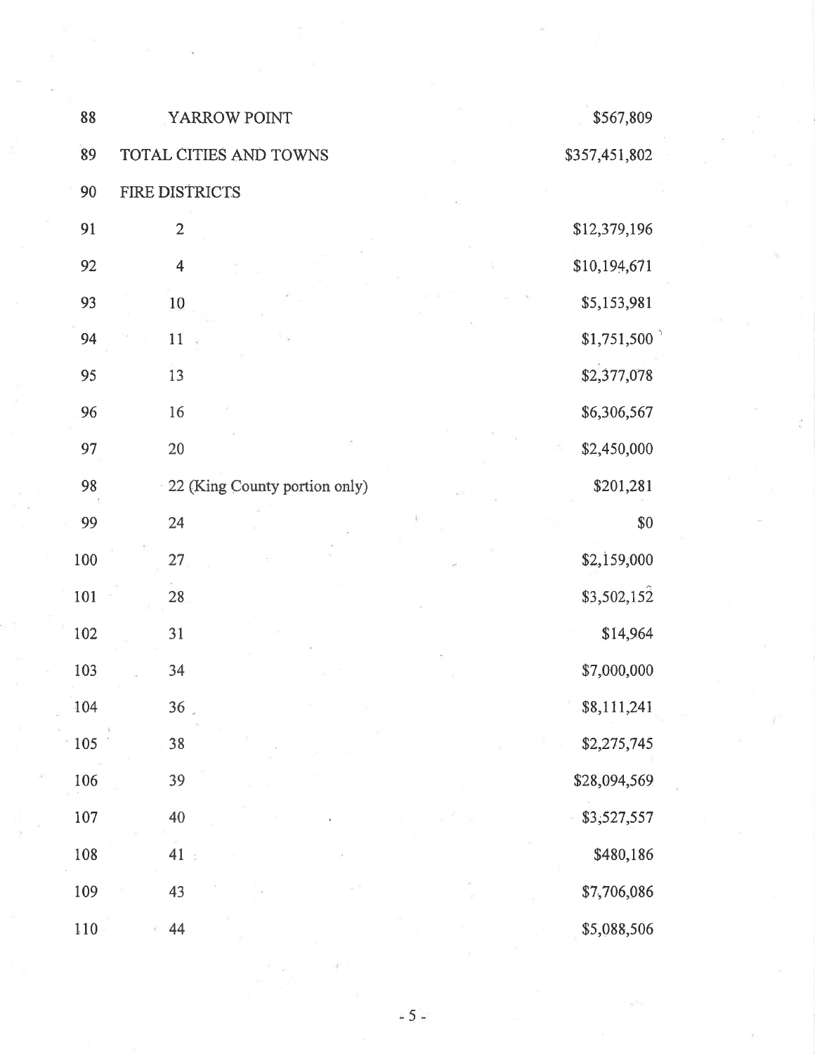| | | |
|---|---|---|
| 88 | YARROW POINT | $567,809 |
| 89 | TOTAL CITIES AND TOWNS | $357,451,802 |
| 90 | FIRE DISTRICTS | |
| 91 | 2 | $12,379,196 |
| 92 | 4 | $10,194,671 |
| 93 | 10 | $5,153,981 |
| 94 | 11 | $1,751,500 |
| 95 | 13 | $2,377,078 |
| 96 | 16 | $6,306,567 |
| 97 | 20 | $2,450,000 |
| 98 | 22 (King County portion only) | $201,281 |
| 99 | 24 | $0 |
| 100 | 27 | $2,159,000 |
| 101 | 28 | $3,502,152 |
| 102 | 31 | $14,964 |
| 103 | 34 | $7,000,000 |
| 104 | 36 | $8,111,241 |
| 105 | 38 | $2,275,745 |
| 106 | 39 | $28,094,569 |
| 107 | 40 | $3,527,557 |
| 108 | 41 | $480,186 |
| 109 | 43 | $7,706,086 |
| 110 | 44 | $5,088,506 |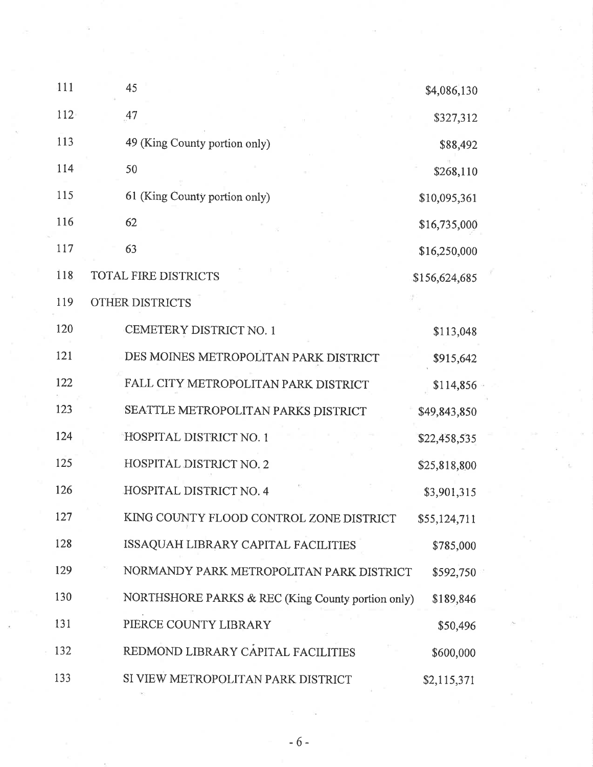| | | |
|---|---|---|
| 111 | 45 | $4,086,130 |
| 112 | 47 | $327,312 |
| 113 | 49 (King County portion only) | $88,492 |
| 114 | 50 | $268,110 |
| 115 | 61 (King County portion only) | $10,095,361 |
| 116 | 62 | $16,735,000 |
| 117 | 63 | $16,250,000 |
| 118 | TOTAL FIRE DISTRICTS | $156,624,685 |
| 119 | OTHER DISTRICTS | |
| 120 | CEMETERY DISTRICT NO. 1 | $113,048 |
| 121 | DES MOINES METROPOLITAN PARK DISTRICT | $915,642 |
| 122 | FALL CITY METROPOLITAN PARK DISTRICT | $114,856 |
| 123 | SEATTLE METROPOLITAN PARKS DISTRICT | $49,843,850 |
| 124 | HOSPITAL DISTRICT NO. 1 | $22,458,535 |
| 125 | HOSPITAL DISTRICT NO. 2 | $25,818,800 |
| 126 | HOSPITAL DISTRICT NO. 4 | $3,901,315 |
| 127 | KING COUNTY FLOOD CONTROL ZONE DISTRICT | $55,124,711 |
| 128 | ISSAQUAH LIBRARY CAPITAL FACILITIES | $785,000 |
| 129 | NORMANDY PARK METROPOLITAN PARK DISTRICT | $592,750 |
| 130 | NORTHSHORE PARKS & REC (King County portion only) | $189,846 |
| 131 | PIERCE COUNTY LIBRARY | $50,496 |
| 132 | REDMOND LIBRARY CAPITAL FACILITIES | $600,000 |
| 133 | SI VIEW METROPOLITAN PARK DISTRICT | $2,115,371 |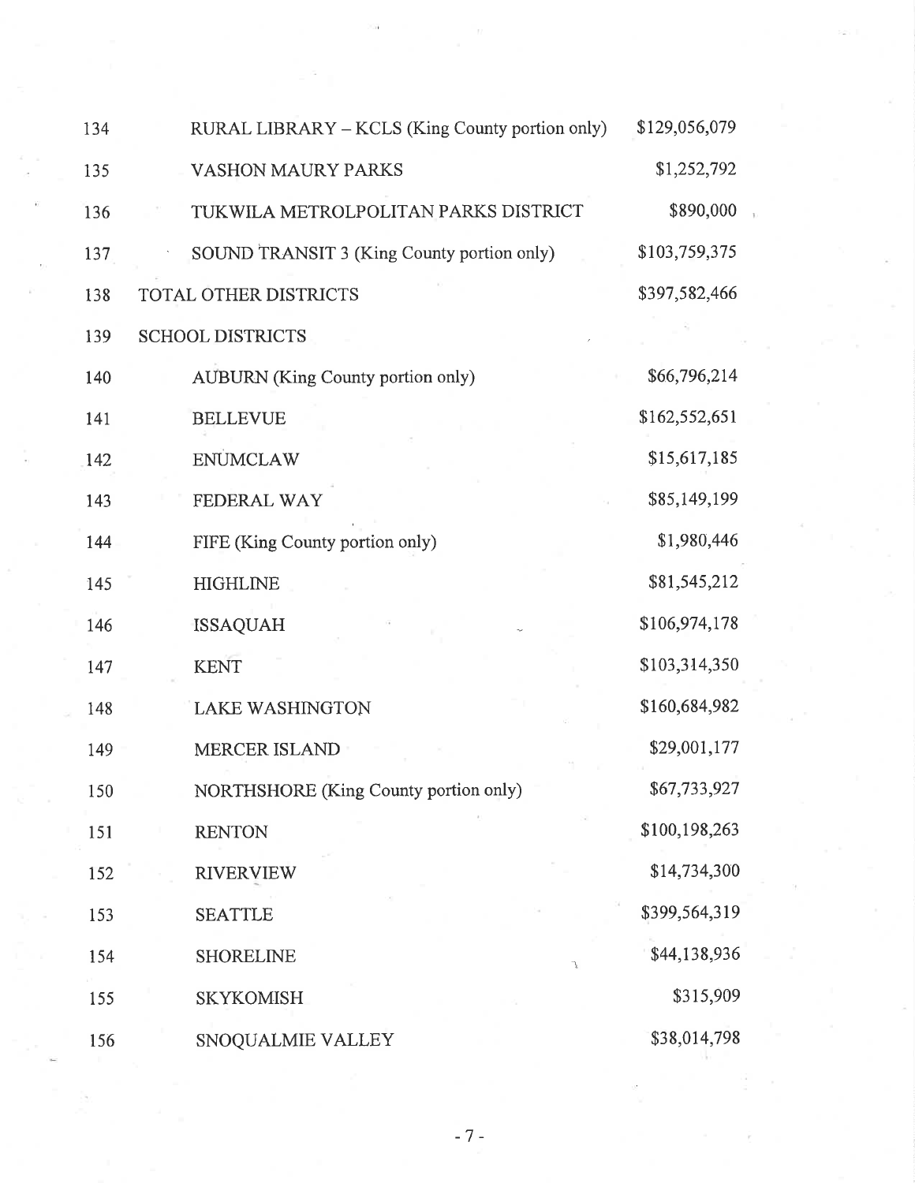| | | |
|---|---|---|
| 134 | RURAL LIBRARY – KCLS (King County portion only) | $129,056,079 |
| 135 | VASHON MAURY PARKS | $1,252,792 |
| 136 | TUKWILA METROLPOLITAN PARKS DISTRICT | $890,000 |
| 137 | SOUND TRANSIT 3 (King County portion only) | $103,759,375 |
| 138 | TOTAL OTHER DISTRICTS | $397,582,466 |
| 139 | SCHOOL DISTRICTS | |
| 140 | AUBURN (King County portion only) | $66,796,214 |
| 141 | BELLEVUE | $162,552,651 |
| 142 | ENUMCLAW | $15,617,185 |
| 143 | FEDERAL WAY | $85,149,199 |
| 144 | FIFE (King County portion only) | $1,980,446 |
| 145 | HIGHLINE | $81,545,212 |
| 146 | ISSAQUAH | $106,974,178 |
| 147 | KENT | $103,314,350 |
| 148 | LAKE WASHINGTON | $160,684,982 |
| 149 | MERCER ISLAND | $29,001,177 |
| 150 | NORTHSHORE (King County portion only) | $67,733,927 |
| 151 | RENTON | $100,198,263 |
| 152 | RIVERVIEW | $14,734,300 |
| 153 | SEATTLE | $399,564,319 |
| 154 | SHORELINE | $44,138,936 |
| 155 | SKYKOMISH | $315,909 |
| 156 | SNOQUALMIE VALLEY | $38,014,798 |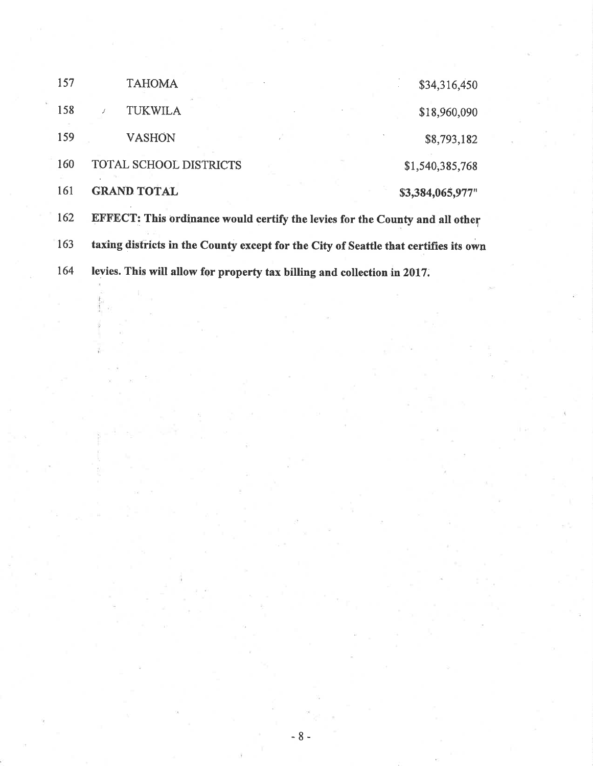| | | |
|---|---|---|
| 157 | TAHOMA | $34,316,450 |
| 158 | TUKWILA | $18,960,090 |
| 159 | VASHON | $8,793,182 |
| 160 | TOTAL SCHOOL DISTRICTS | $1,540,385,768 |
| 161 | **GRAND TOTAL** | **$3,384,065,977"** |

162 **EFFECT: This ordinance would certify the levies for the County and all other**
163 **taxing districts in the County except for the City of Seattle that certifies its own**
164 **levies. This will allow for property tax billing and collection in 2017.**